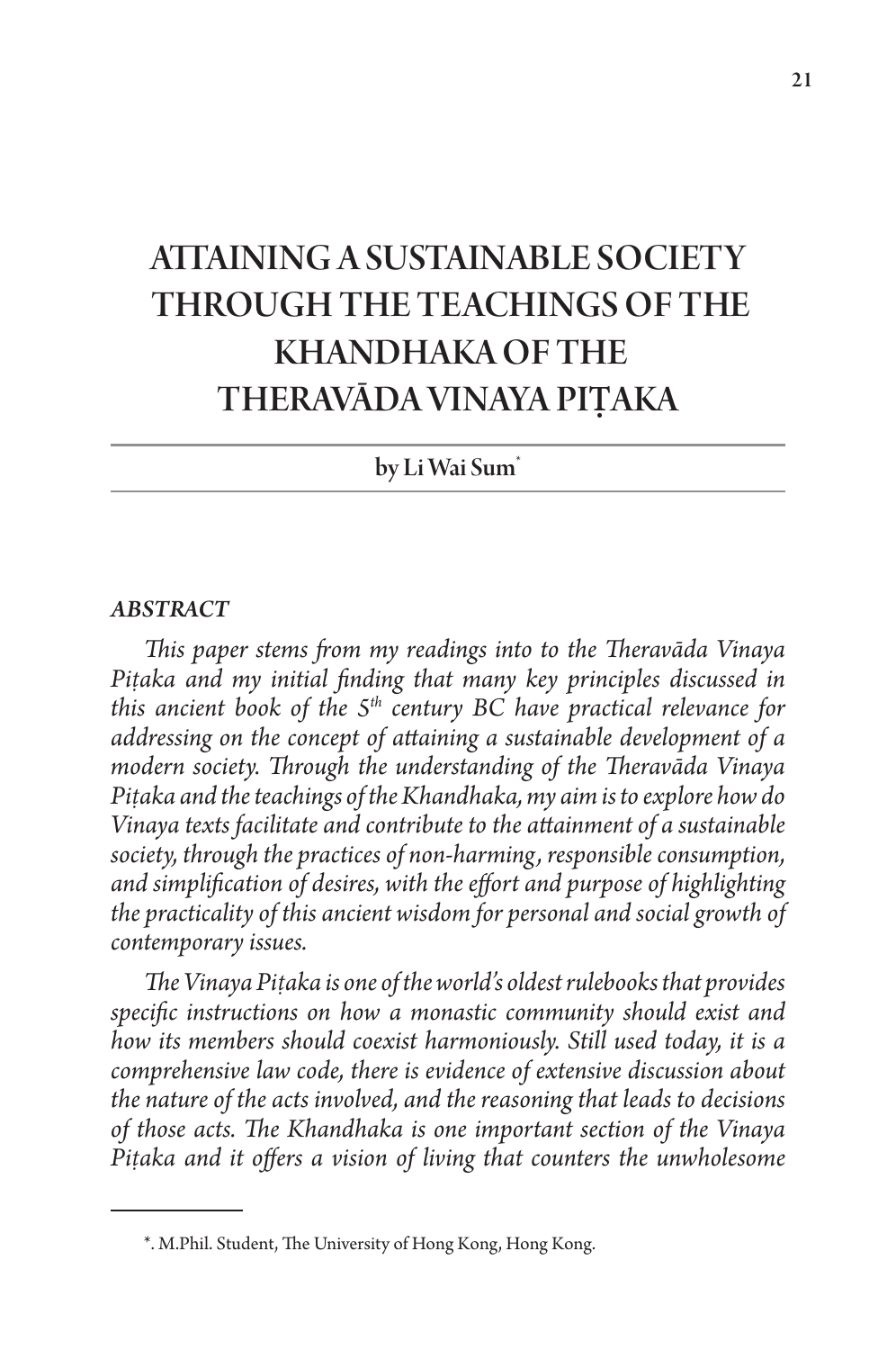# ATTAINING A SUSTAINABLE SOCIETY THROUGH THE TEACHINGS OF THE KHANDHAKA OF THE THERAVĀDA VINAYA PIṬAKA

by Li Wai Sum[*]

### *ABSTRACT*

*This paper stems from my readings into to the Theravāda Vinaya Piṭaka and my initial finding that many key principles discussed in this ancient book of the 5th century BC have practical relevance for addressing on the concept of attaining a sustainable development of a modern society. Through the understanding of the Theravāda Vinaya Piṭaka and the teachings of the Khandhaka, my aim is to explore how do Vinaya texts facilitate and contribute to the attainment of a sustainable society, through the practices of non-harming, responsible consumption, and simplification of desires, with the effort and purpose of highlighting the practicality of this ancient wisdom for personal and social growth of contemporary issues.*

*The Vinaya Piṭaka is one of the world's oldest rulebooks that provides specific instructions on how a monastic community should exist and how its members should coexist harmoniously. Still used today, it is a comprehensive law code, there is evidence of extensive discussion about the nature of the acts involved, and the reasoning that leads to decisions of those acts. The Khandhaka is one important section of the Vinaya Piṭaka and it offers a vision of living that counters the unwholesome*

---

*. M.Phil. Student, The University of Hong Kong, Hong Kong.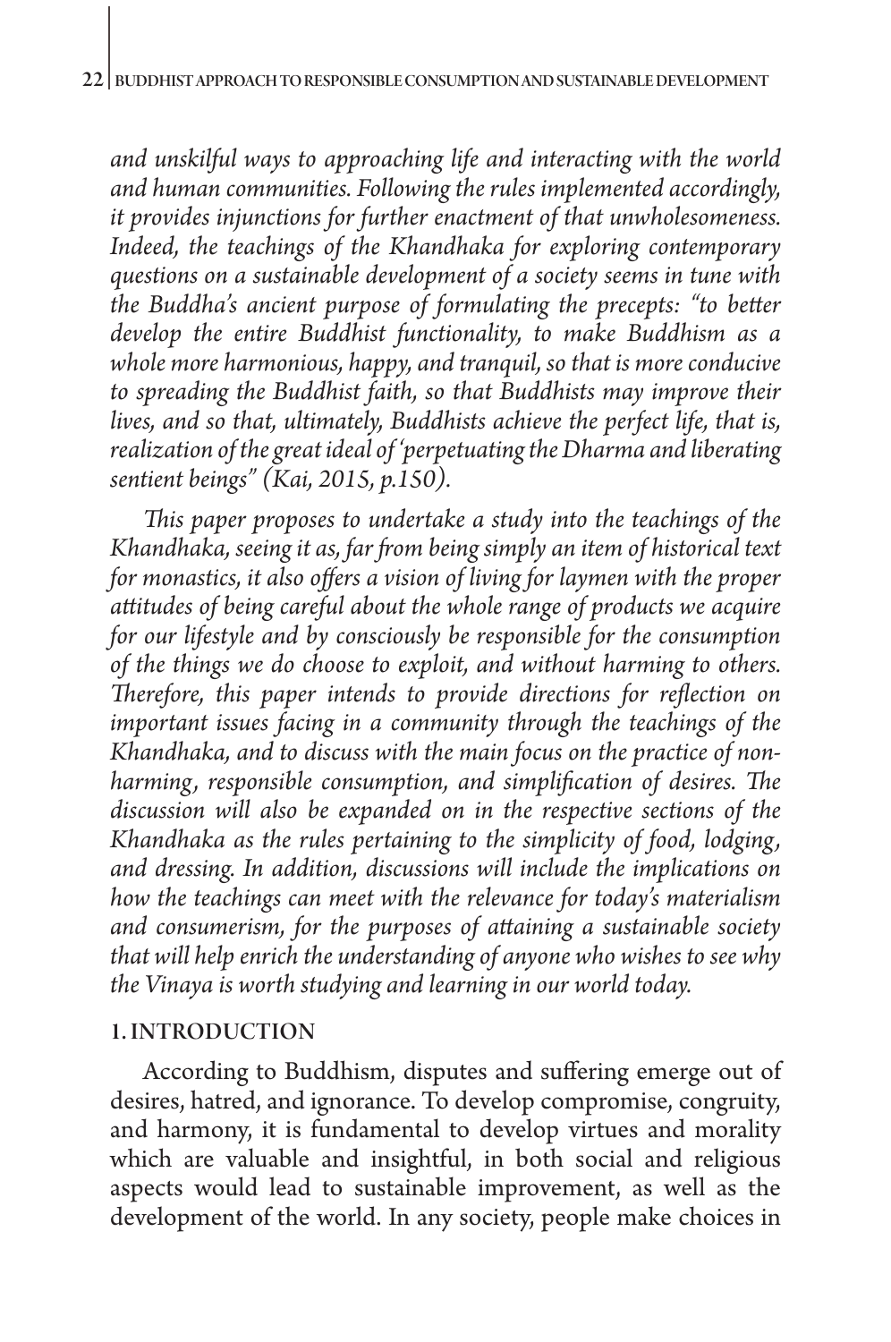*and unskilful ways to approaching life and interacting with the world and human communities. Following the rules implemented accordingly, it provides injunctions for further enactment of that unwholesomeness. Indeed, the teachings of the Khandhaka for exploring contemporary questions on a sustainable development of a society seems in tune with the Buddha's ancient purpose of formulating the precepts: "to better develop the entire Buddhist functionality, to make Buddhism as a whole more harmonious, happy, and tranquil, so that is more conducive to spreading the Buddhist faith, so that Buddhists may improve their lives, and so that, ultimately, Buddhists achieve the perfect life, that is, realization of the great ideal of 'perpetuating the Dharma and liberating sentient beings" (Kai, 2015, p.150).*

*This paper proposes to undertake a study into the teachings of the Khandhaka, seeing it as, far from being simply an item of historical text for monastics, it also offers a vision of living for laymen with the proper attitudes of being careful about the whole range of products we acquire for our lifestyle and by consciously be responsible for the consumption of the things we do choose to exploit, and without harming to others. Therefore, this paper intends to provide directions for reflection on important issues facing in a community through the teachings of the Khandhaka, and to discuss with the main focus on the practice of non-harming, responsible consumption, and simplification of desires. The discussion will also be expanded on in the respective sections of the Khandhaka as the rules pertaining to the simplicity of food, lodging, and dressing. In addition, discussions will include the implications on how the teachings can meet with the relevance for today's materialism and consumerism, for the purposes of attaining a sustainable society that will help enrich the understanding of anyone who wishes to see why the Vinaya is worth studying and learning in our world today.*

## 1. INTRODUCTION

According to Buddhism, disputes and suffering emerge out of desires, hatred, and ignorance. To develop compromise, congruity, and harmony, it is fundamental to develop virtues and morality which are valuable and insightful, in both social and religious aspects would lead to sustainable improvement, as well as the development of the world. In any society, people make choices in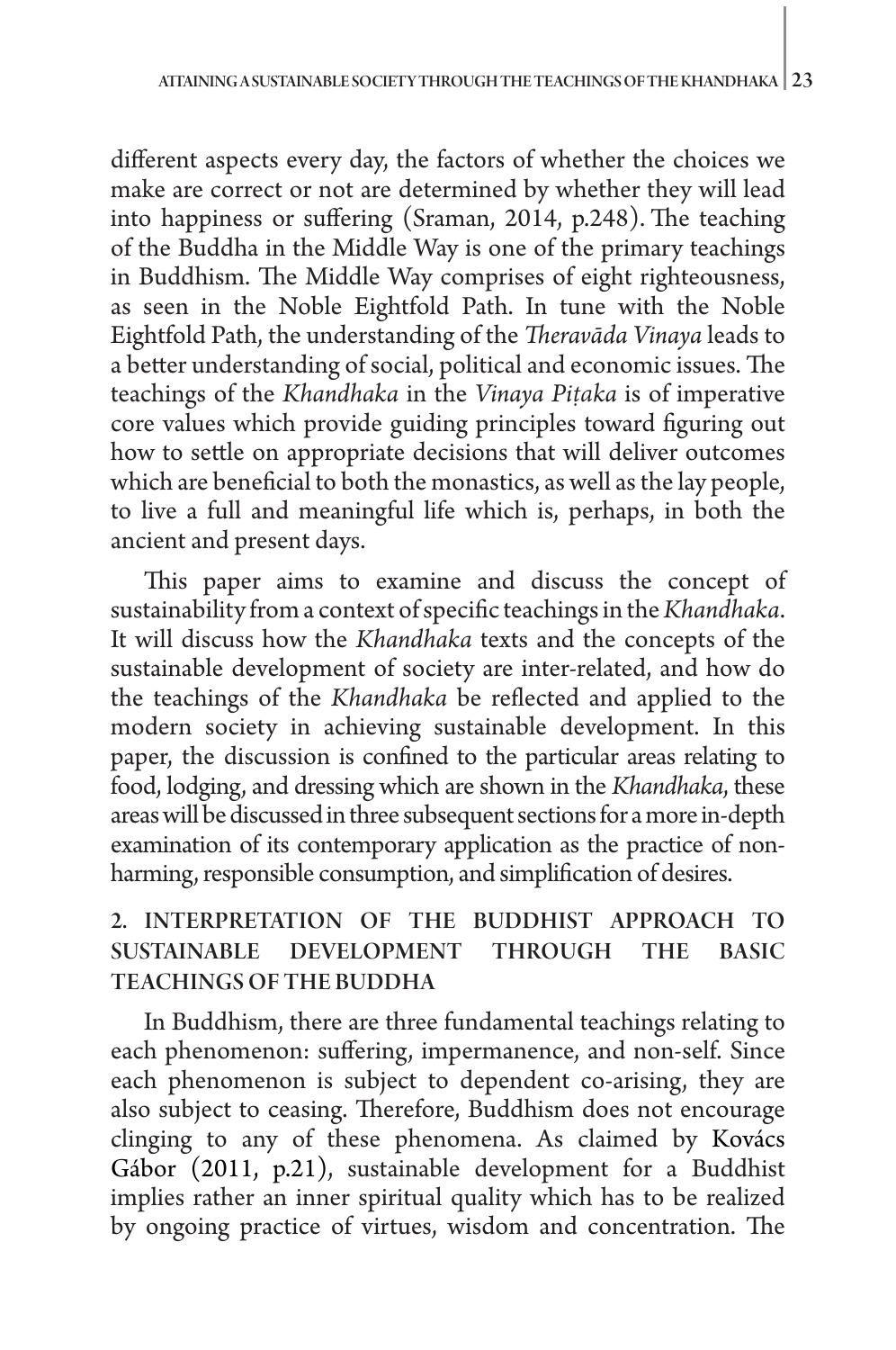different aspects every day, the factors of whether the choices we make are correct or not are determined by whether they will lead into happiness or suffering (Sraman, 2014, p.248). The teaching of the Buddha in the Middle Way is one of the primary teachings in Buddhism. The Middle Way comprises of eight righteousness, as seen in the Noble Eightfold Path. In tune with the Noble Eightfold Path, the understanding of the *Theravāda Vinaya* leads to a better understanding of social, political and economic issues. The teachings of the *Khandhaka* in the *Vinaya Piṭaka* is of imperative core values which provide guiding principles toward figuring out how to settle on appropriate decisions that will deliver outcomes which are beneficial to both the monastics, as well as the lay people, to live a full and meaningful life which is, perhaps, in both the ancient and present days.

This paper aims to examine and discuss the concept of sustainability from a context of specific teachings in the *Khandhaka*. It will discuss how the *Khandhaka* texts and the concepts of the sustainable development of society are inter-related, and how do the teachings of the *Khandhaka* be reflected and applied to the modern society in achieving sustainable development. In this paper, the discussion is confined to the particular areas relating to food, lodging, and dressing which are shown in the *Khandhaka*, these areas will be discussed in three subsequent sections for a more in-depth examination of its contemporary application as the practice of non-harming, responsible consumption, and simplification of desires.

## 2. INTERPRETATION OF THE BUDDHIST APPROACH TO SUSTAINABLE DEVELOPMENT THROUGH THE BASIC TEACHINGS OF THE BUDDHA

In Buddhism, there are three fundamental teachings relating to each phenomenon: suffering, impermanence, and non-self. Since each phenomenon is subject to dependent co-arising, they are also subject to ceasing. Therefore, Buddhism does not encourage clinging to any of these phenomena. As claimed by Kovács Gábor (2011, p.21), sustainable development for a Buddhist implies rather an inner spiritual quality which has to be realized by ongoing practice of virtues, wisdom and concentration. The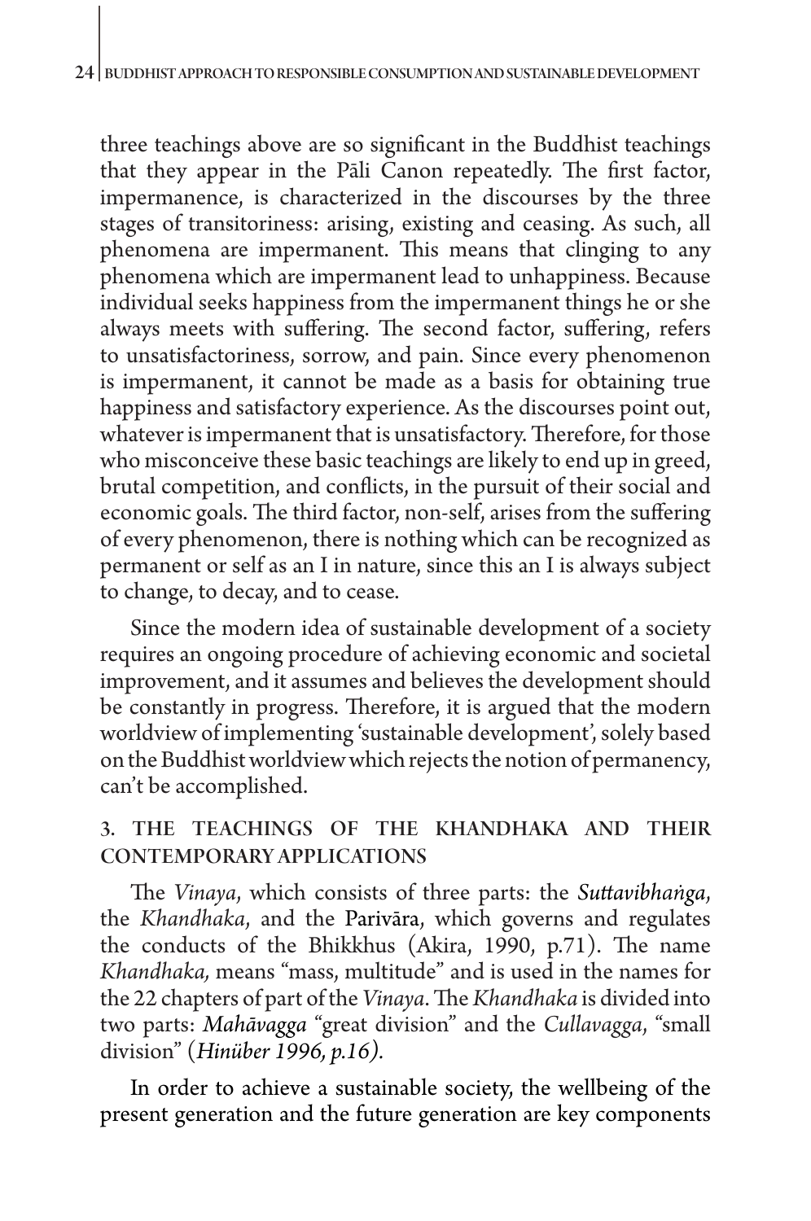three teachings above are so significant in the Buddhist teachings that they appear in the Pāli Canon repeatedly. The first factor, impermanence, is characterized in the discourses by the three stages of transitoriness: arising, existing and ceasing. As such, all phenomena are impermanent. This means that clinging to any phenomena which are impermanent lead to unhappiness. Because individual seeks happiness from the impermanent things he or she always meets with suffering. The second factor, suffering, refers to unsatisfactoriness, sorrow, and pain. Since every phenomenon is impermanent, it cannot be made as a basis for obtaining true happiness and satisfactory experience. As the discourses point out, whatever is impermanent that is unsatisfactory. Therefore, for those who misconceive these basic teachings are likely to end up in greed, brutal competition, and conflicts, in the pursuit of their social and economic goals. The third factor, non-self, arises from the suffering of every phenomenon, there is nothing which can be recognized as permanent or self as an I in nature, since this an I is always subject to change, to decay, and to cease.

Since the modern idea of sustainable development of a society requires an ongoing procedure of achieving economic and societal improvement, and it assumes and believes the development should be constantly in progress. Therefore, it is argued that the modern worldview of implementing 'sustainable development', solely based on the Buddhist worldview which rejects the notion of permanency, can't be accomplished.

## 3. THE TEACHINGS OF THE KHANDHAKA AND THEIR CONTEMPORARY APPLICATIONS

The *Vinaya*, which consists of three parts: the *Suttavibhaṅga*, the *Khandhaka*, and the Parivāra, which governs and regulates the conducts of the Bhikkhus (Akira, 1990, p.71). The name *Khandhaka,* means "mass, multitude" and is used in the names for the 22 chapters of part of the *Vinaya*. The *Khandhaka* is divided into two parts: *Mahāvagga* "great division" and the *Cullavagga*, "small division" (*Hinüber 1996, p.16)*.

In order to achieve a sustainable society, the wellbeing of the present generation and the future generation are key components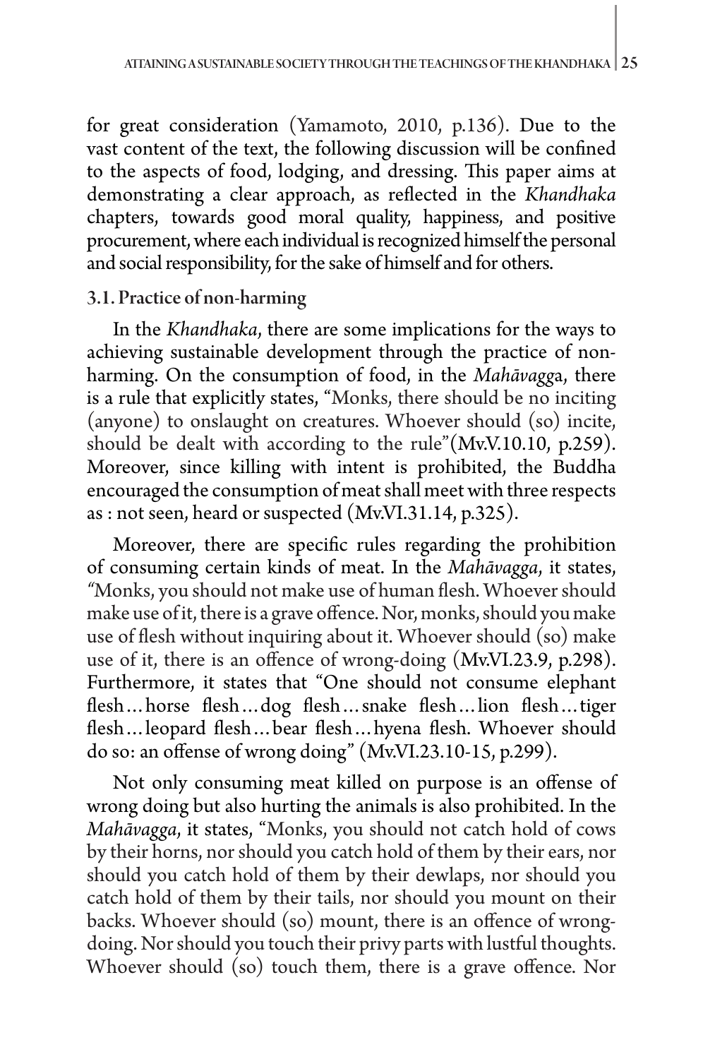for great consideration (Yamamoto, 2010, p.136). Due to the vast content of the text, the following discussion will be confined to the aspects of food, lodging, and dressing. This paper aims at demonstrating a clear approach, as reflected in the *Khandhaka* chapters, towards good moral quality, happiness, and positive procurement, where each individual is recognized himself the personal and social responsibility, for the sake of himself and for others.

### 3.1. Practice of non-harming

In the *Khandhaka*, there are some implications for the ways to achieving sustainable development through the practice of non-harming. On the consumption of food, in the *Mahāvagg*a, there is a rule that explicitly states, "Monks, there should be no inciting (anyone) to onslaught on creatures. Whoever should (so) incite, should be dealt with according to the rule"(Mv.V.10.10, p.259). Moreover, since killing with intent is prohibited, the Buddha encouraged the consumption of meat shall meet with three respects as : not seen, heard or suspected (Mv.VI.31.14, p.325).

Moreover, there are specific rules regarding the prohibition of consuming certain kinds of meat. In the *Mahāvagga*, it states, "Monks, you should not make use of human flesh. Whoever should make use of it, there is a grave offence. Nor, monks, should you make use of flesh without inquiring about it. Whoever should (so) make use of it, there is an offence of wrong-doing (Mv.VI.23.9, p.298). Furthermore, it states that "One should not consume elephant flesh…horse flesh…dog flesh…snake flesh…lion flesh…tiger flesh…leopard flesh…bear flesh…hyena flesh. Whoever should do so: an offense of wrong doing" (Mv.VI.23.10-15, p.299).

Not only consuming meat killed on purpose is an offense of wrong doing but also hurting the animals is also prohibited. In the *Mahāvagga*, it states, "Monks, you should not catch hold of cows by their horns, nor should you catch hold of them by their ears, nor should you catch hold of them by their dewlaps, nor should you catch hold of them by their tails, nor should you mount on their backs. Whoever should (so) mount, there is an offence of wrong-doing. Nor should you touch their privy parts with lustful thoughts. Whoever should (so) touch them, there is a grave offence. Nor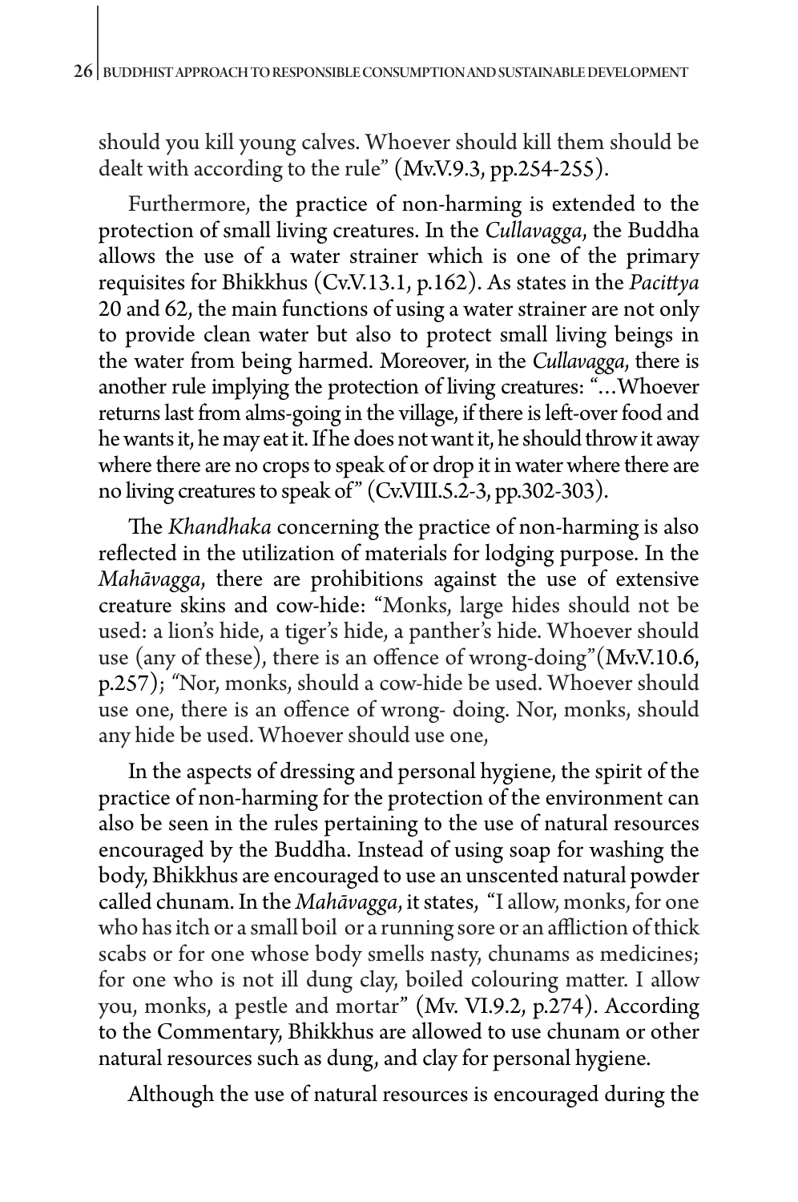should you kill young calves. Whoever should kill them should be dealt with according to the rule" (Mv.V.9.3, pp.254-255).

Furthermore, the practice of non-harming is extended to the protection of small living creatures. In the *Cullavagga*, the Buddha allows the use of a water strainer which is one of the primary requisites for Bhikkhus (Cv.V.13.1, p.162). As states in the *Pacittya* 20 and 62, the main functions of using a water strainer are not only to provide clean water but also to protect small living beings in the water from being harmed. Moreover, in the *Cullavagga*, there is another rule implying the protection of living creatures: "...Whoever returns last from alms-going in the village, if there is left-over food and he wants it, he may eat it. If he does not want it, he should throw it away where there are no crops to speak of or drop it in water where there are no living creatures to speak of" (Cv.VIII.5.2-3, pp.302-303).

The *Khandhaka* concerning the practice of non-harming is also reflected in the utilization of materials for lodging purpose. In the *Mahāvagga*, there are prohibitions against the use of extensive creature skins and cow-hide: "Monks, large hides should not be used: a lion's hide, a tiger's hide, a panther's hide. Whoever should use (any of these), there is an offence of wrong-doing"(Mv.V.10.6, p.257); "Nor, monks, should a cow-hide be used. Whoever should use one, there is an offence of wrong- doing. Nor, monks, should any hide be used. Whoever should use one,

In the aspects of dressing and personal hygiene, the spirit of the practice of non-harming for the protection of the environment can also be seen in the rules pertaining to the use of natural resources encouraged by the Buddha. Instead of using soap for washing the body, Bhikkhus are encouraged to use an unscented natural powder called chunam. In the *Mahāvagga*, it states, "I allow, monks, for one who has itch or a small boil or a running sore or an affliction of thick scabs or for one whose body smells nasty, chunams as medicines; for one who is not ill dung clay, boiled colouring matter. I allow you, monks, a pestle and mortar" (Mv. VI.9.2, p.274). According to the Commentary, Bhikkhus are allowed to use chunam or other natural resources such as dung, and clay for personal hygiene.

Although the use of natural resources is encouraged during the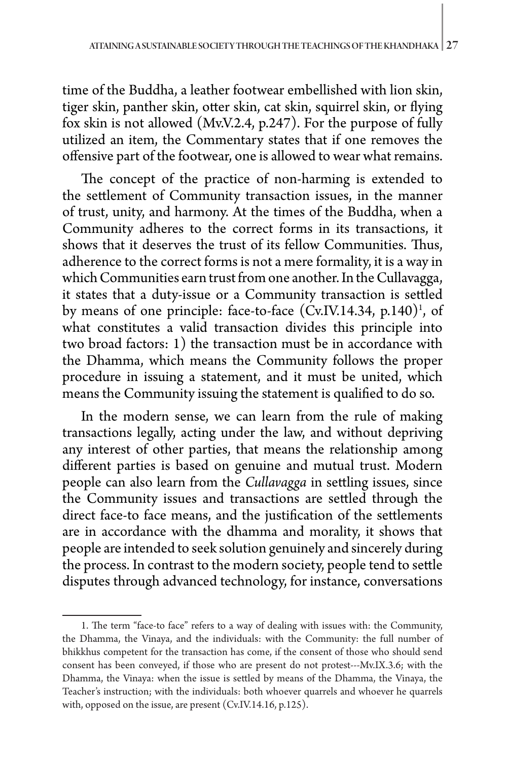time of the Buddha, a leather footwear embellished with lion skin, tiger skin, panther skin, otter skin, cat skin, squirrel skin, or flying fox skin is not allowed (Mv.V.2.4, p.247). For the purpose of fully utilized an item, the Commentary states that if one removes the offensive part of the footwear, one is allowed to wear what remains.

The concept of the practice of non-harming is extended to the settlement of Community transaction issues, in the manner of trust, unity, and harmony. At the times of the Buddha, when a Community adheres to the correct forms in its transactions, it shows that it deserves the trust of its fellow Communities. Thus, adherence to the correct forms is not a mere formality, it is a way in which Communities earn trust from one another. In the Cullavagga, it states that a duty-issue or a Community transaction is settled by means of one principle: face-to-face (Cv.IV.14.34, p.140)[1], of what constitutes a valid transaction divides this principle into two broad factors: 1) the transaction must be in accordance with the Dhamma, which means the Community follows the proper procedure in issuing a statement, and it must be united, which means the Community issuing the statement is qualified to do so.

In the modern sense, we can learn from the rule of making transactions legally, acting under the law, and without depriving any interest of other parties, that means the relationship among different parties is based on genuine and mutual trust. Modern people can also learn from the *Cullavagga* in settling issues, since the Community issues and transactions are settled through the direct face-to face means, and the justification of the settlements are in accordance with the dhamma and morality, it shows that people are intended to seek solution genuinely and sincerely during the process. In contrast to the modern society, people tend to settle disputes through advanced technology, for instance, conversations

---

1. The term "face-to face" refers to a way of dealing with issues with: the Community, the Dhamma, the Vinaya, and the individuals: with the Community: the full number of bhikkhus competent for the transaction has come, if the consent of those who should send consent has been conveyed, if those who are present do not protest---Mv.IX.3.6; with the Dhamma, the Vinaya: when the issue is settled by means of the Dhamma, the Vinaya, the Teacher's instruction; with the individuals: both whoever quarrels and whoever he quarrels with, opposed on the issue, are present (Cv.IV.14.16, p.125).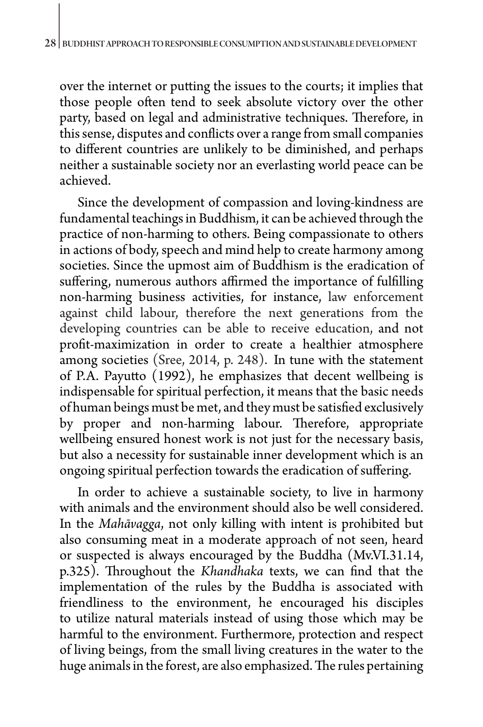over the internet or putting the issues to the courts; it implies that those people often tend to seek absolute victory over the other party, based on legal and administrative techniques. Therefore, in this sense, disputes and conflicts over a range from small companies to different countries are unlikely to be diminished, and perhaps neither a sustainable society nor an everlasting world peace can be achieved.

Since the development of compassion and loving-kindness are fundamental teachings in Buddhism, it can be achieved through the practice of non-harming to others. Being compassionate to others in actions of body, speech and mind help to create harmony among societies. Since the upmost aim of Buddhism is the eradication of suffering, numerous authors affirmed the importance of fulfilling non-harming business activities, for instance, law enforcement against child labour, therefore the next generations from the developing countries can be able to receive education, and not profit-maximization in order to create a healthier atmosphere among societies (Sree, 2014, p. 248). In tune with the statement of P.A. Payutto (1992), he emphasizes that decent wellbeing is indispensable for spiritual perfection, it means that the basic needs of human beings must be met, and they must be satisfied exclusively by proper and non-harming labour. Therefore, appropriate wellbeing ensured honest work is not just for the necessary basis, but also a necessity for sustainable inner development which is an ongoing spiritual perfection towards the eradication of suffering.

In order to achieve a sustainable society, to live in harmony with animals and the environment should also be well considered. In the *Mahāvagga*, not only killing with intent is prohibited but also consuming meat in a moderate approach of not seen, heard or suspected is always encouraged by the Buddha (Mv.VI.31.14, p.325). Throughout the *Khandhaka* texts, we can find that the implementation of the rules by the Buddha is associated with friendliness to the environment, he encouraged his disciples to utilize natural materials instead of using those which may be harmful to the environment. Furthermore, protection and respect of living beings, from the small living creatures in the water to the huge animals in the forest, are also emphasized. The rules pertaining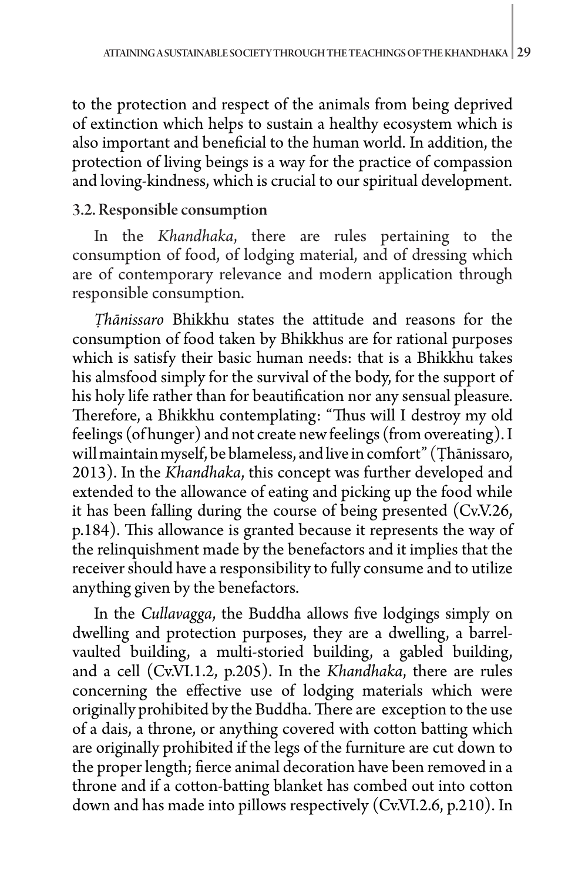to the protection and respect of the animals from being deprived of extinction which helps to sustain a healthy ecosystem which is also important and beneficial to the human world. In addition, the protection of living beings is a way for the practice of compassion and loving-kindness, which is crucial to our spiritual development.

### 3.2. Responsible consumption

In the *Khandhaka*, there are rules pertaining to the consumption of food, of lodging material, and of dressing which are of contemporary relevance and modern application through responsible consumption.

*Ṭhānissaro* Bhikkhu states the attitude and reasons for the consumption of food taken by Bhikkhus are for rational purposes which is satisfy their basic human needs: that is a Bhikkhu takes his almsfood simply for the survival of the body, for the support of his holy life rather than for beautification nor any sensual pleasure. Therefore, a Bhikkhu contemplating: "Thus will I destroy my old feelings (of hunger) and not create new feelings (from overeating). I will maintain myself, be blameless, and live in comfort" (Ṭhānissaro, 2013). In the *Khandhaka*, this concept was further developed and extended to the allowance of eating and picking up the food while it has been falling during the course of being presented (Cv.V.26, p.184). This allowance is granted because it represents the way of the relinquishment made by the benefactors and it implies that the receiver should have a responsibility to fully consume and to utilize anything given by the benefactors.

In the *Cullavagga*, the Buddha allows five lodgings simply on dwelling and protection purposes, they are a dwelling, a barrel-vaulted building, a multi-storied building, a gabled building, and a cell (Cv.VI.1.2, p.205). In the *Khandhaka*, there are rules concerning the effective use of lodging materials which were originally prohibited by the Buddha. There are exception to the use of a dais, a throne, or anything covered with cotton batting which are originally prohibited if the legs of the furniture are cut down to the proper length; fierce animal decoration have been removed in a throne and if a cotton-batting blanket has combed out into cotton down and has made into pillows respectively (Cv.VI.2.6, p.210). In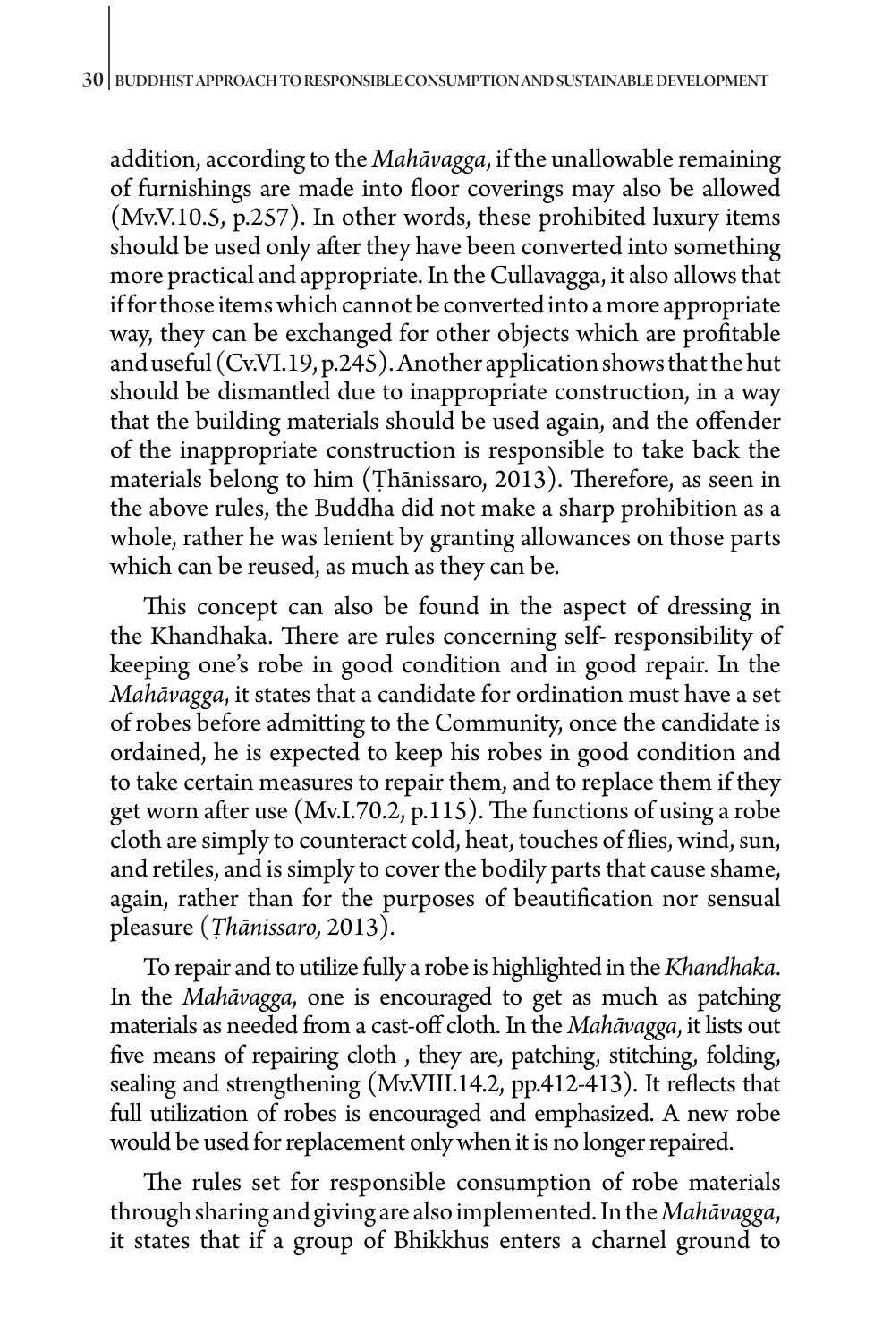addition, according to the *Mahāvagga*, if the unallowable remaining of furnishings are made into floor coverings may also be allowed (Mv.V.10.5, p.257). In other words, these prohibited luxury items should be used only after they have been converted into something more practical and appropriate. In the Cullavagga, it also allows that if for those items which cannot be converted into a more appropriate way, they can be exchanged for other objects which are profitable and useful (Cv.VI.19, p.245). Another application shows that the hut should be dismantled due to inappropriate construction, in a way that the building materials should be used again, and the offender of the inappropriate construction is responsible to take back the materials belong to him (Ṭhānissaro, 2013). Therefore, as seen in the above rules, the Buddha did not make a sharp prohibition as a whole, rather he was lenient by granting allowances on those parts which can be reused, as much as they can be.

This concept can also be found in the aspect of dressing in the Khandhaka. There are rules concerning self- responsibility of keeping one's robe in good condition and in good repair. In the *Mahāvagga*, it states that a candidate for ordination must have a set of robes before admitting to the Community, once the candidate is ordained, he is expected to keep his robes in good condition and to take certain measures to repair them, and to replace them if they get worn after use (Mv.I.70.2, p.115). The functions of using a robe cloth are simply to counteract cold, heat, touches of flies, wind, sun, and retiles, and is simply to cover the bodily parts that cause shame, again, rather than for the purposes of beautification nor sensual pleasure (*Ṭhānissaro,* 2013).

To repair and to utilize fully a robe is highlighted in the *Khandhaka*. In the *Mahāvagga*, one is encouraged to get as much as patching materials as needed from a cast-off cloth. In the *Mahāvagga*, it lists out five means of repairing cloth , they are, patching, stitching, folding, sealing and strengthening (Mv.VIII.14.2, pp.412-413). It reflects that full utilization of robes is encouraged and emphasized. A new robe would be used for replacement only when it is no longer repaired.

The rules set for responsible consumption of robe materials through sharing and giving are also implemented. In the *Mahāvagga*, it states that if a group of Bhikkhus enters a charnel ground to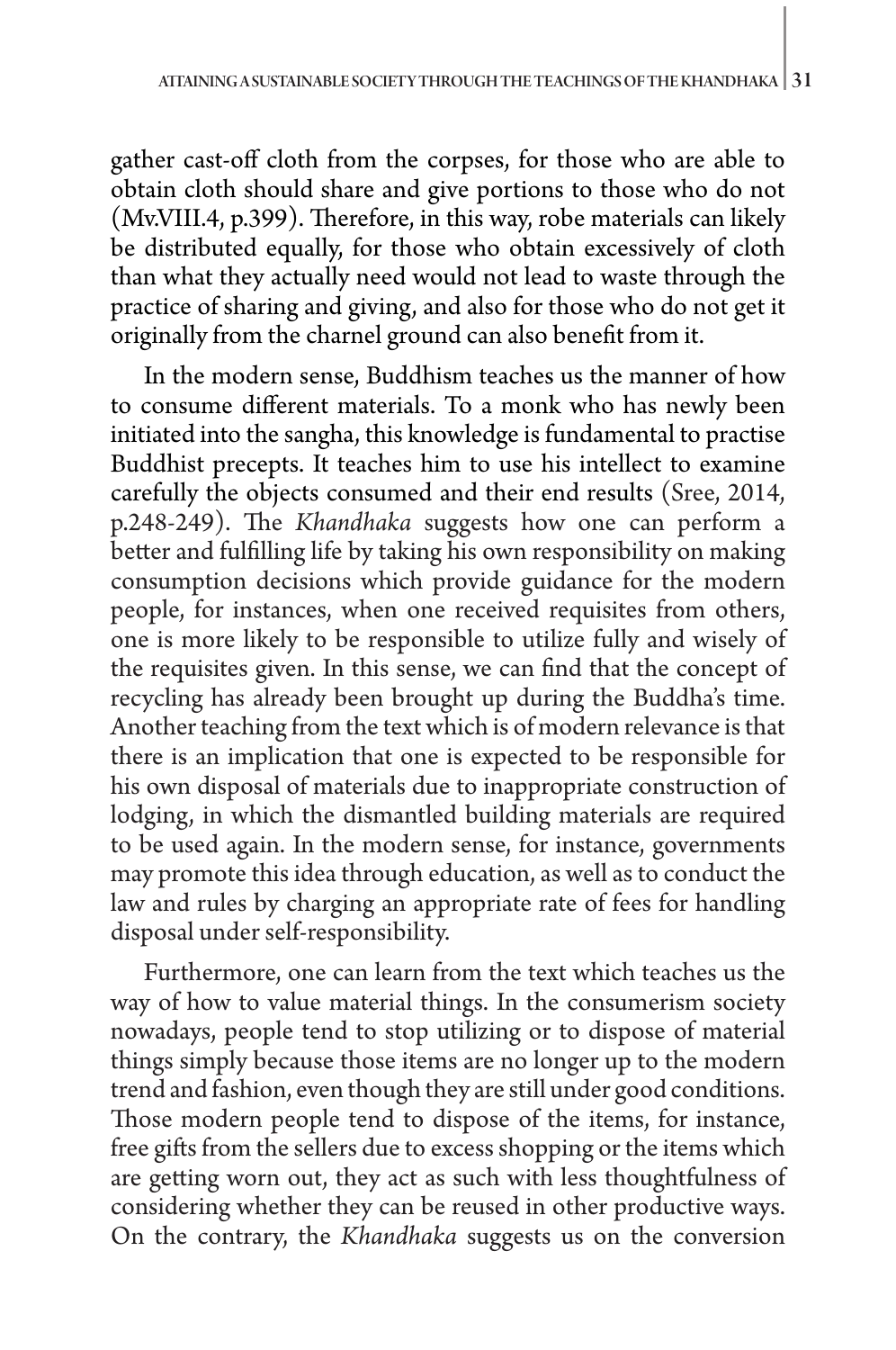gather cast-off cloth from the corpses, for those who are able to obtain cloth should share and give portions to those who do not (Mv.VIII.4, p.399). Therefore, in this way, robe materials can likely be distributed equally, for those who obtain excessively of cloth than what they actually need would not lead to waste through the practice of sharing and giving, and also for those who do not get it originally from the charnel ground can also benefit from it.

In the modern sense, Buddhism teaches us the manner of how to consume different materials. To a monk who has newly been initiated into the sangha, this knowledge is fundamental to practise Buddhist precepts. It teaches him to use his intellect to examine carefully the objects consumed and their end results (Sree, 2014, p.248-249). The *Khandhaka* suggests how one can perform a better and fulfilling life by taking his own responsibility on making consumption decisions which provide guidance for the modern people, for instances, when one received requisites from others, one is more likely to be responsible to utilize fully and wisely of the requisites given. In this sense, we can find that the concept of recycling has already been brought up during the Buddha's time. Another teaching from the text which is of modern relevance is that there is an implication that one is expected to be responsible for his own disposal of materials due to inappropriate construction of lodging, in which the dismantled building materials are required to be used again. In the modern sense, for instance, governments may promote this idea through education, as well as to conduct the law and rules by charging an appropriate rate of fees for handling disposal under self-responsibility.

Furthermore, one can learn from the text which teaches us the way of how to value material things. In the consumerism society nowadays, people tend to stop utilizing or to dispose of material things simply because those items are no longer up to the modern trend and fashion, even though they are still under good conditions. Those modern people tend to dispose of the items, for instance, free gifts from the sellers due to excess shopping or the items which are getting worn out, they act as such with less thoughtfulness of considering whether they can be reused in other productive ways. On the contrary, the *Khandhaka* suggests us on the conversion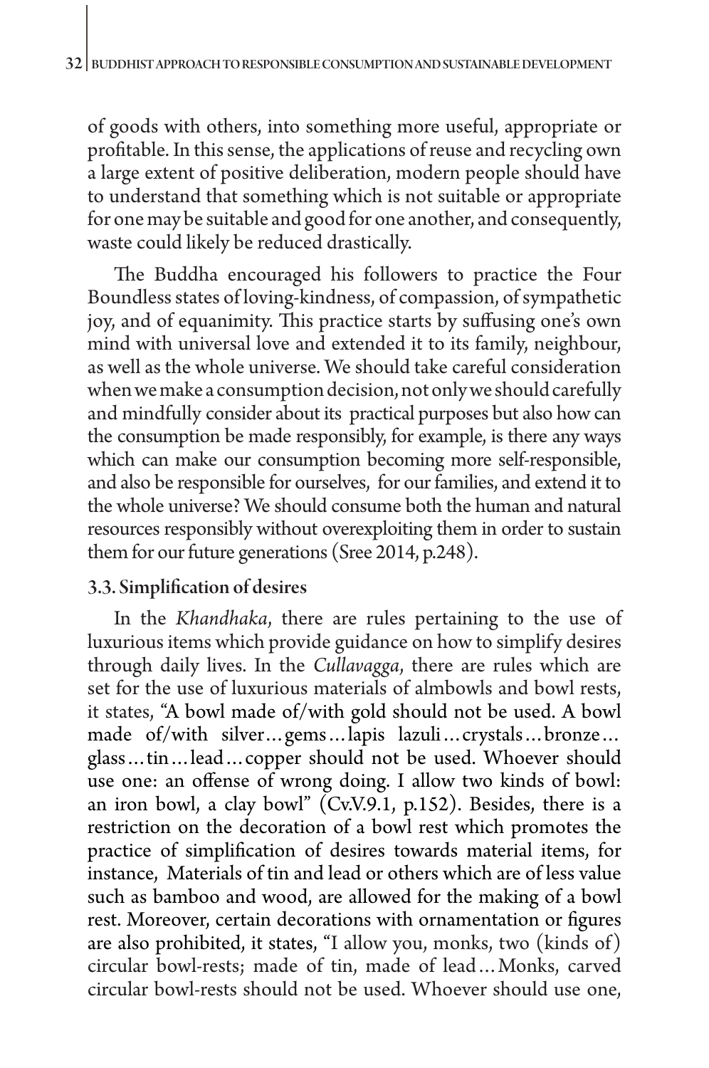of goods with others, into something more useful, appropriate or profitable. In this sense, the applications of reuse and recycling own a large extent of positive deliberation, modern people should have to understand that something which is not suitable or appropriate for one may be suitable and good for one another, and consequently, waste could likely be reduced drastically.

The Buddha encouraged his followers to practice the Four Boundless states of loving-kindness, of compassion, of sympathetic joy, and of equanimity. This practice starts by suffusing one's own mind with universal love and extended it to its family, neighbour, as well as the whole universe. We should take careful consideration when we make a consumption decision, not only we should carefully and mindfully consider about its practical purposes but also how can the consumption be made responsibly, for example, is there any ways which can make our consumption becoming more self-responsible, and also be responsible for ourselves, for our families, and extend it to the whole universe? We should consume both the human and natural resources responsibly without overexploiting them in order to sustain them for our future generations (Sree 2014, p.248).

### 3.3. Simplification of desires

In the *Khandhaka*, there are rules pertaining to the use of luxurious items which provide guidance on how to simplify desires through daily lives. In the *Cullavagga*, there are rules which are set for the use of luxurious materials of almbowls and bowl rests, it states, "A bowl made of/with gold should not be used. A bowl made of/with silver…gems…lapis lazuli…crystals…bronze… glass…tin…lead…copper should not be used. Whoever should use one: an offense of wrong doing. I allow two kinds of bowl: an iron bowl, a clay bowl" (Cv.V.9.1, p.152). Besides, there is a restriction on the decoration of a bowl rest which promotes the practice of simplification of desires towards material items, for instance, Materials of tin and lead or others which are of less value such as bamboo and wood, are allowed for the making of a bowl rest. Moreover, certain decorations with ornamentation or figures are also prohibited, it states, "I allow you, monks, two (kinds of) circular bowl-rests; made of tin, made of lead…Monks, carved circular bowl-rests should not be used. Whoever should use one,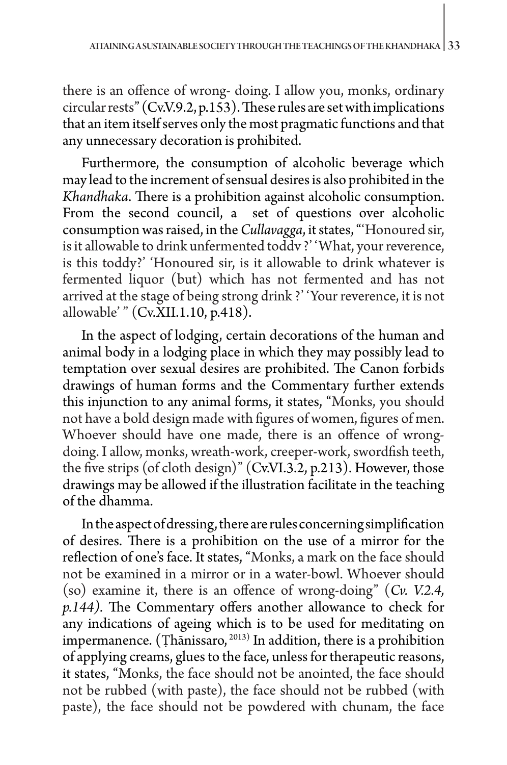there is an offence of wrong- doing. I allow you, monks, ordinary circular rests" (Cv.V.9.2, p.153). These rules are set with implications that an item itself serves only the most pragmatic functions and that any unnecessary decoration is prohibited.

Furthermore, the consumption of alcoholic beverage which may lead to the increment of sensual desires is also prohibited in the *Khandhaka*. There is a prohibition against alcoholic consumption. From the second council, a set of questions over alcoholic consumption was raised, in the *Cullavagga*, it states, "'Honoured sir, is it allowable to drink unfermented toddv ?' 'What, your reverence, is this toddy?' 'Honoured sir, is it allowable to drink whatever is fermented liquor (but) which has not fermented and has not arrived at the stage of being strong drink ?' 'Your reverence, it is not allowable' " (Cv.XII.1.10, p.418).

In the aspect of lodging, certain decorations of the human and animal body in a lodging place in which they may possibly lead to temptation over sexual desires are prohibited. The Canon forbids drawings of human forms and the Commentary further extends this injunction to any animal forms, it states, "Monks, you should not have a bold design made with figures of women, figures of men. Whoever should have one made, there is an offence of wrong-doing. I allow, monks, wreath-work, creeper-work, swordfish teeth, the five strips (of cloth design)" (Cv.VI.3.2, p.213). However, those drawings may be allowed if the illustration facilitate in the teaching of the dhamma.

In the aspect of dressing, there are rules concerning simplification of desires. There is a prohibition on the use of a mirror for the reflection of one's face. It states, "Monks, a mark on the face should not be examined in a mirror or in a water-bowl. Whoever should (so) examine it, there is an offence of wrong-doing" (*Cv. V.2.4, p.144*). The Commentary offers another allowance to check for any indications of ageing which is to be used for meditating on impermanence. (Ṭhānissaro, 2013) In addition, there is a prohibition of applying creams, glues to the face, unless for therapeutic reasons, it states, "Monks, the face should not be anointed, the face should not be rubbed (with paste), the face should not be rubbed (with paste), the face should not be powdered with chunam, the face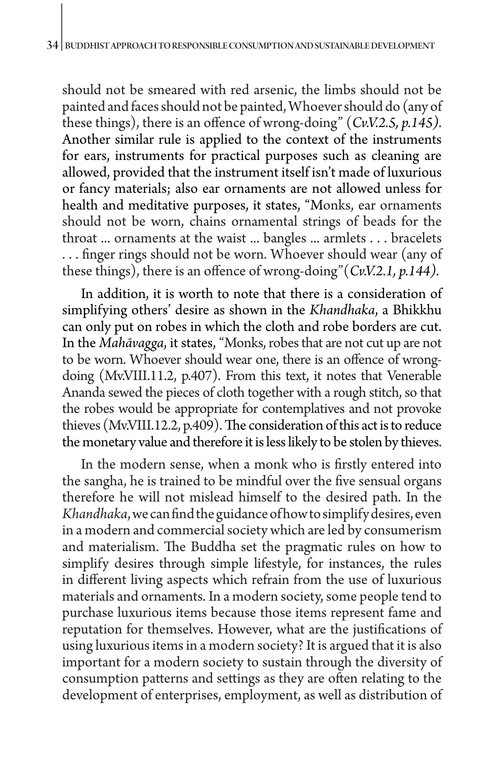should not be smeared with red arsenic, the limbs should not be painted and faces should not be painted, Whoever should do (any of these things), there is an offence of wrong-doing" (*Cv.V.2.5, p.145).* Another similar rule is applied to the context of the instruments for ears, instruments for practical purposes such as cleaning are allowed, provided that the instrument itself isn't made of luxurious or fancy materials; also ear ornaments are not allowed unless for health and meditative purposes, it states, "Monks, ear ornaments should not be worn, chains ornamental strings of beads for the throat ... ornaments at the waist ... bangles ... armlets . . . bracelets . . . finger rings should not be worn. Whoever should wear (any of these things), there is an offence of wrong-doing"(*Cv.V.2.1, p.144).*

In addition, it is worth to note that there is a consideration of simplifying others' desire as shown in the *Khandhaka*, a Bhikkhu can only put on robes in which the cloth and robe borders are cut. In the *Mahāvagga*, it states, "Monks, robes that are not cut up are not to be worn. Whoever should wear one, there is an offence of wrong-doing (Mv.VIII.11.2, p.407). From this text, it notes that Venerable Ananda sewed the pieces of cloth together with a rough stitch, so that the robes would be appropriate for contemplatives and not provoke thieves (Mv.VIII.12.2, p.409). The consideration of this act is to reduce the monetary value and therefore it is less likely to be stolen by thieves.

In the modern sense, when a monk who is firstly entered into the sangha, he is trained to be mindful over the five sensual organs therefore he will not mislead himself to the desired path. In the *Khandhaka*, we can find the guidance of how to simplify desires, even in a modern and commercial society which are led by consumerism and materialism. The Buddha set the pragmatic rules on how to simplify desires through simple lifestyle, for instances, the rules in different living aspects which refrain from the use of luxurious materials and ornaments. In a modern society, some people tend to purchase luxurious items because those items represent fame and reputation for themselves. However, what are the justifications of using luxurious items in a modern society? It is argued that it is also important for a modern society to sustain through the diversity of consumption patterns and settings as they are often relating to the development of enterprises, employment, as well as distribution of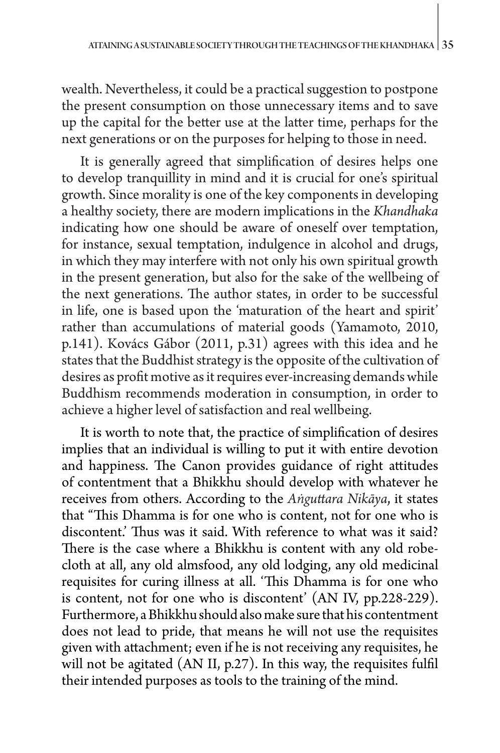wealth. Nevertheless, it could be a practical suggestion to postpone the present consumption on those unnecessary items and to save up the capital for the better use at the latter time, perhaps for the next generations or on the purposes for helping to those in need.

It is generally agreed that simplification of desires helps one to develop tranquillity in mind and it is crucial for one's spiritual growth. Since morality is one of the key components in developing a healthy society, there are modern implications in the *Khandhaka* indicating how one should be aware of oneself over temptation, for instance, sexual temptation, indulgence in alcohol and drugs, in which they may interfere with not only his own spiritual growth in the present generation, but also for the sake of the wellbeing of the next generations. The author states, in order to be successful in life, one is based upon the 'maturation of the heart and spirit' rather than accumulations of material goods (Yamamoto, 2010, p.141). Kovács Gábor (2011, p.31) agrees with this idea and he states that the Buddhist strategy is the opposite of the cultivation of desires as profit motive as it requires ever-increasing demands while Buddhism recommends moderation in consumption, in order to achieve a higher level of satisfaction and real wellbeing.

It is worth to note that, the practice of simplification of desires implies that an individual is willing to put it with entire devotion and happiness. The Canon provides guidance of right attitudes of contentment that a Bhikkhu should develop with whatever he receives from others. According to the *Aṅguttara Nikāya*, it states that "This Dhamma is for one who is content, not for one who is discontent.' Thus was it said. With reference to what was it said? There is the case where a Bhikkhu is content with any old robe-cloth at all, any old almsfood, any old lodging, any old medicinal requisites for curing illness at all. 'This Dhamma is for one who is content, not for one who is discontent' (AN IV, pp.228-229). Furthermore, a Bhikkhu should also make sure that his contentment does not lead to pride, that means he will not use the requisites given with attachment; even if he is not receiving any requisites, he will not be agitated (AN II, p.27). In this way, the requisites fulfil their intended purposes as tools to the training of the mind.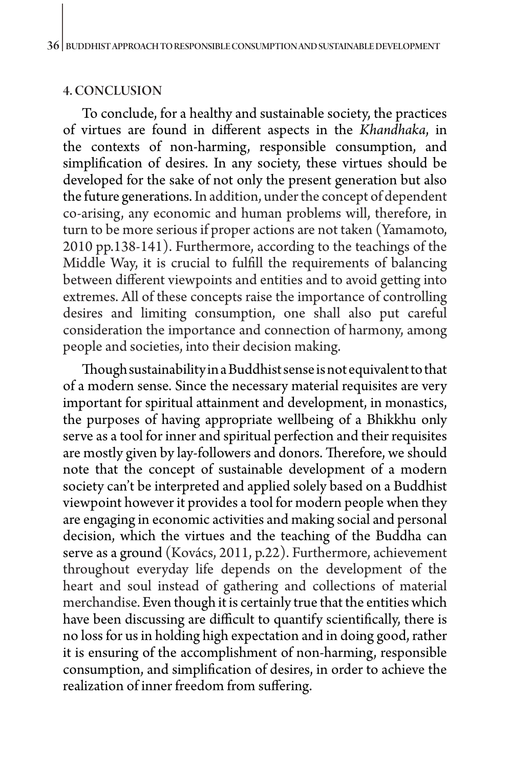## 4. CONCLUSION

To conclude, for a healthy and sustainable society, the practices of virtues are found in different aspects in the *Khandhaka*, in the contexts of non-harming, responsible consumption, and simplification of desires. In any society, these virtues should be developed for the sake of not only the present generation but also the future generations. In addition, under the concept of dependent co-arising, any economic and human problems will, therefore, in turn to be more serious if proper actions are not taken (Yamamoto, 2010 pp.138-141). Furthermore, according to the teachings of the Middle Way, it is crucial to fulfill the requirements of balancing between different viewpoints and entities and to avoid getting into extremes. All of these concepts raise the importance of controlling desires and limiting consumption, one shall also put careful consideration the importance and connection of harmony, among people and societies, into their decision making.

Though sustainability in a Buddhist sense is not equivalent to that of a modern sense. Since the necessary material requisites are very important for spiritual attainment and development, in monastics, the purposes of having appropriate wellbeing of a Bhikkhu only serve as a tool for inner and spiritual perfection and their requisites are mostly given by lay-followers and donors. Therefore, we should note that the concept of sustainable development of a modern society can't be interpreted and applied solely based on a Buddhist viewpoint however it provides a tool for modern people when they are engaging in economic activities and making social and personal decision, which the virtues and the teaching of the Buddha can serve as a ground (Kovács, 2011, p.22). Furthermore, achievement throughout everyday life depends on the development of the heart and soul instead of gathering and collections of material merchandise. Even though it is certainly true that the entities which have been discussing are difficult to quantify scientifically, there is no loss for us in holding high expectation and in doing good, rather it is ensuring of the accomplishment of non-harming, responsible consumption, and simplification of desires, in order to achieve the realization of inner freedom from suffering.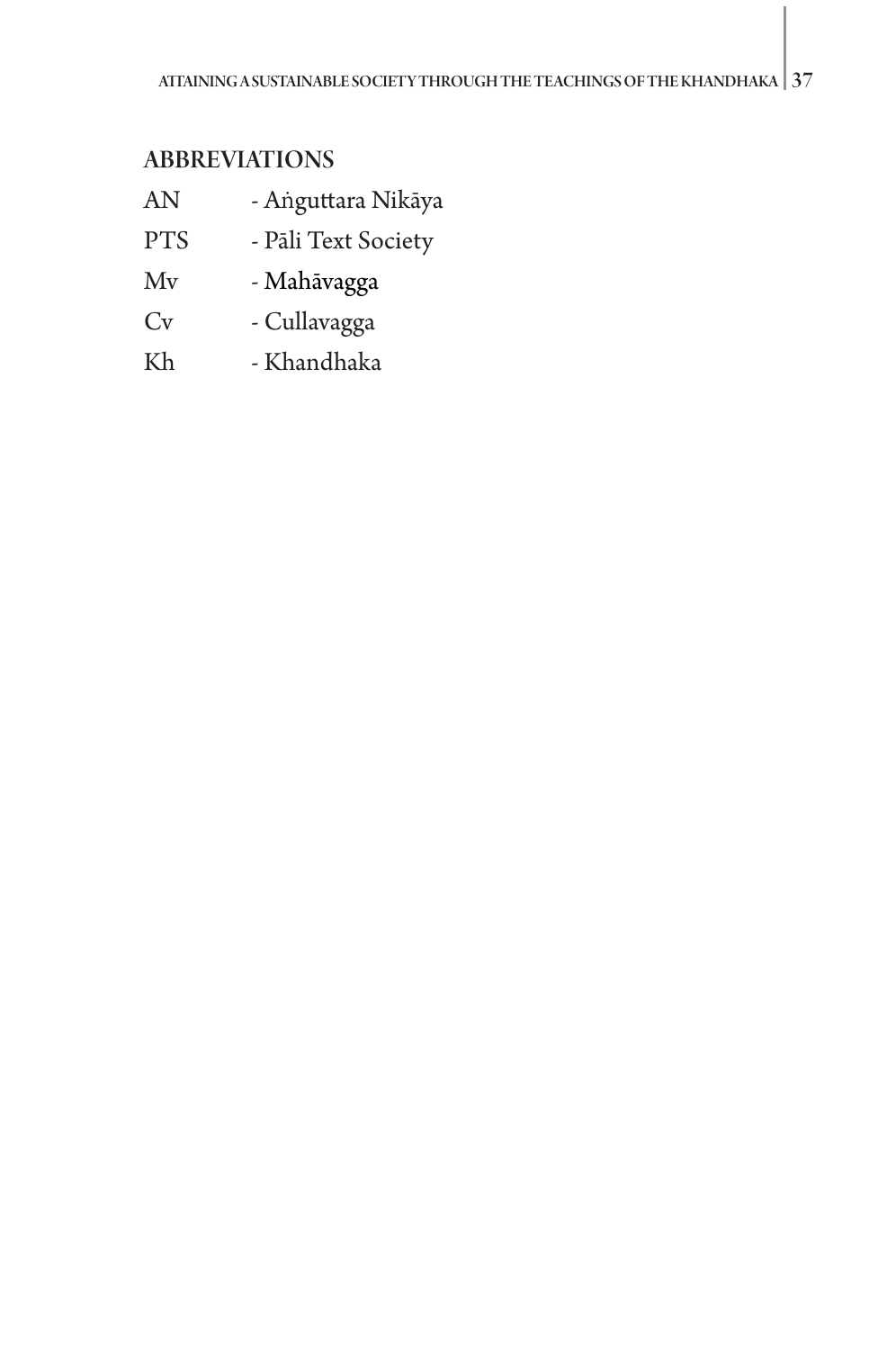## ABBREVIATIONS

AN - Aṅguttara Nikāya

PTS - Pāli Text Society

Mv - Mahāvagga

Cv - Cullavagga

Kh - Khandhaka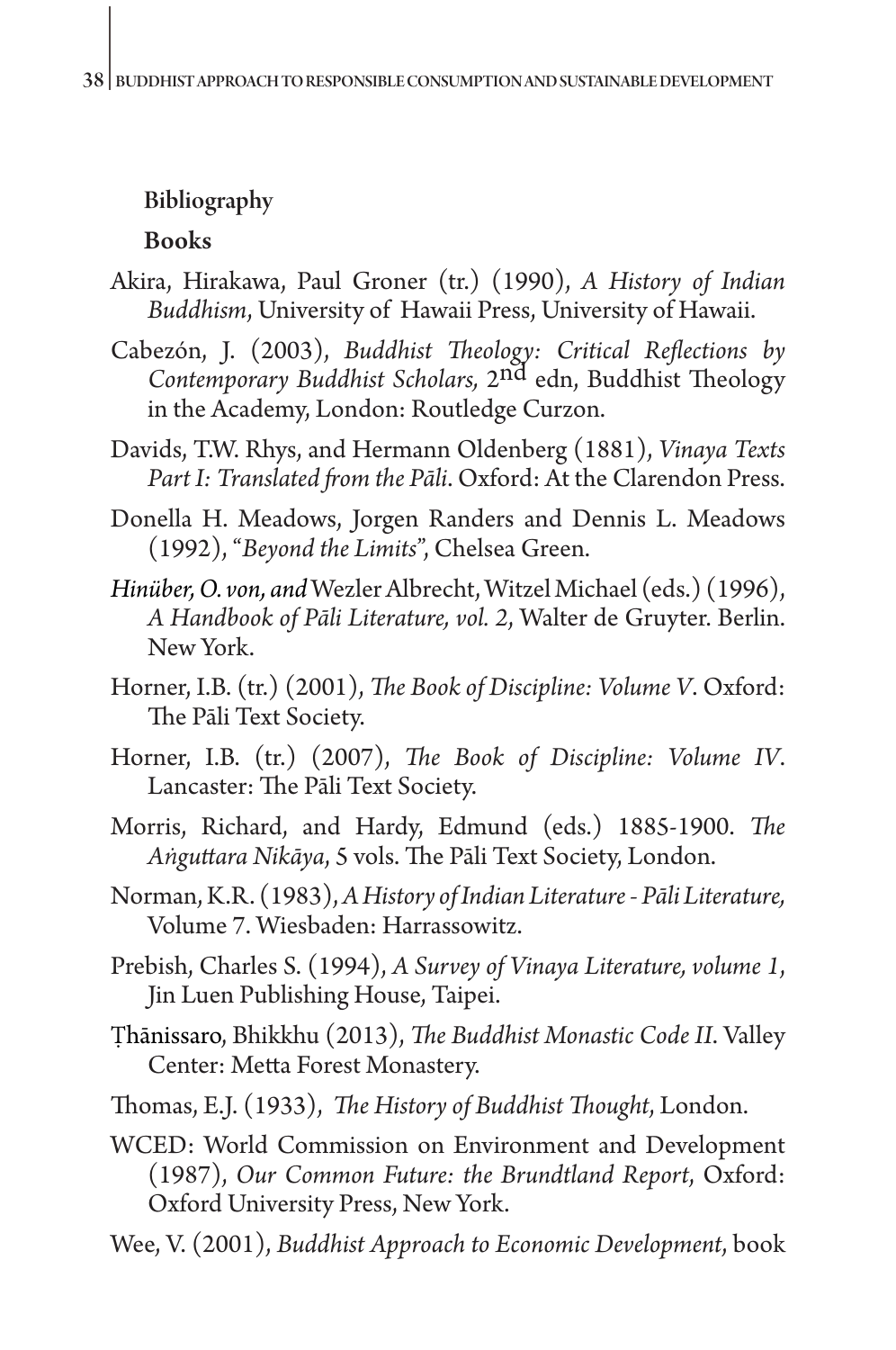## Bibliography

### Books

Akira, Hirakawa, Paul Groner (tr.) (1990), *A History of Indian Buddhism*, University of Hawaii Press, University of Hawaii.

Cabezón, J. (2003), *Buddhist Theology: Critical Reflections by Contemporary Buddhist Scholars,* 2nd edn, Buddhist Theology in the Academy, London: Routledge Curzon.

Davids, T.W. Rhys, and Hermann Oldenberg (1881), *Vinaya Texts Part I: Translated from the Pāli*. Oxford: At the Clarendon Press.

Donella H. Meadows, Jorgen Randers and Dennis L. Meadows (1992), "*Beyond the Limits*", Chelsea Green.

*Hinüber, O. von, and* Wezler Albrecht, Witzel Michael (eds.) (1996), *A Handbook of Pāli Literature, vol. 2*, Walter de Gruyter. Berlin. New York.

Horner, I.B. (tr.) (2001), *The Book of Discipline: Volume V*. Oxford: The Pāli Text Society.

Horner, I.B. (tr.) (2007), *The Book of Discipline: Volume IV*. Lancaster: The Pāli Text Society.

Morris, Richard, and Hardy, Edmund (eds.) 1885-1900. *The Aṅguttara Nikāya*, 5 vols. The Pāli Text Society, London.

Norman, K.R. (1983), *A History of Indian Literature - Pāli Literature,* Volume 7. Wiesbaden: Harrassowitz.

Prebish, Charles S. (1994), *A Survey of Vinaya Literature, volume 1*, Jin Luen Publishing House, Taipei.

Ṭhānissaro, Bhikkhu (2013), *The Buddhist Monastic Code II*. Valley Center: Metta Forest Monastery.

Thomas, E.J. (1933), *The History of Buddhist Thought*, London.

WCED: World Commission on Environment and Development (1987), *Our Common Future: the Brundtland Report*, Oxford: Oxford University Press, New York.

Wee, V. (2001), *Buddhist Approach to Economic Development*, book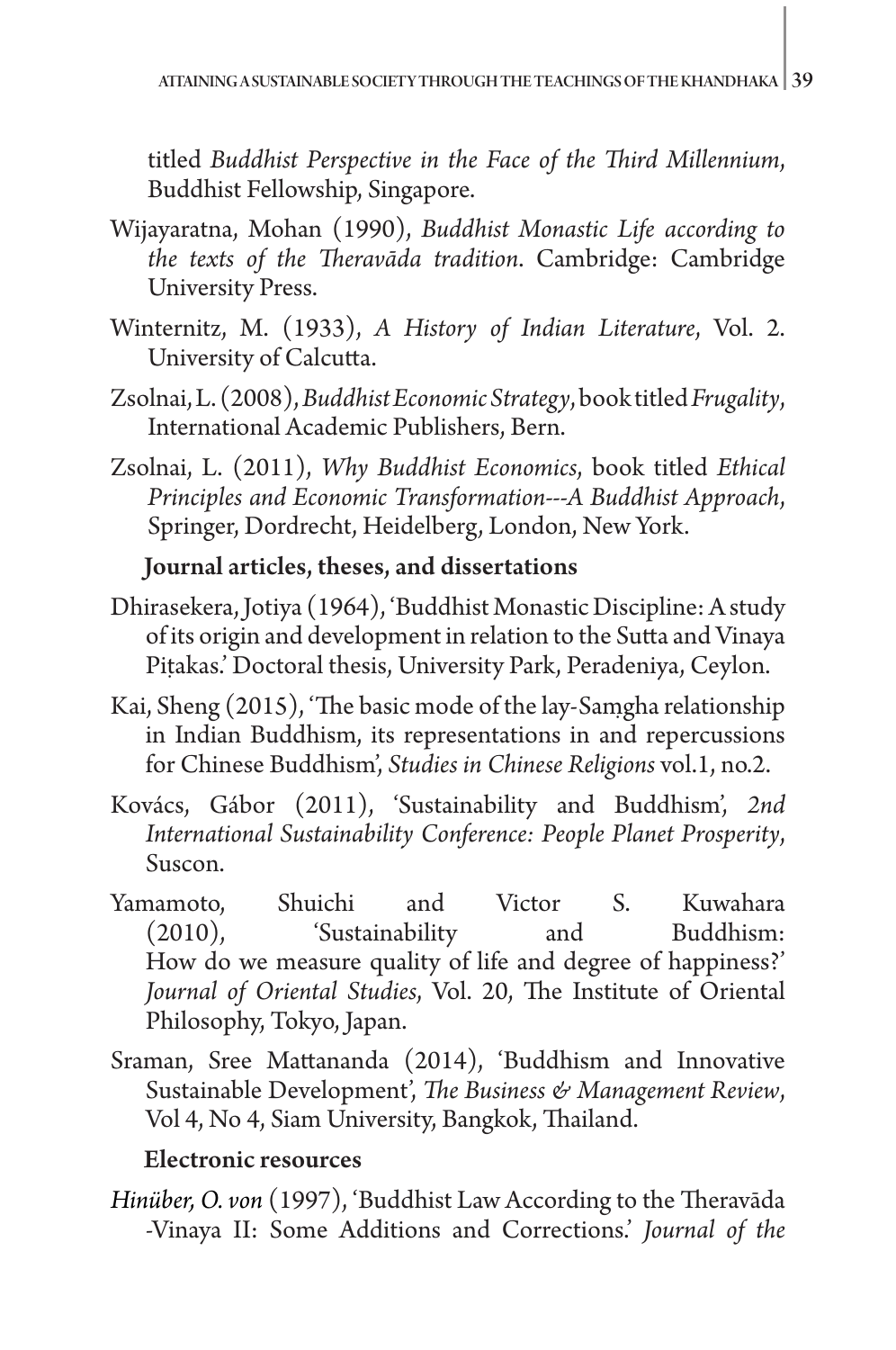titled *Buddhist Perspective in the Face of the Third Millennium*, Buddhist Fellowship, Singapore.

Wijayaratna, Mohan (1990), *Buddhist Monastic Life according to the texts of the Theravāda tradition*. Cambridge: Cambridge University Press.

Winternitz, M. (1933), *A History of Indian Literature*, Vol. 2. University of Calcutta.

Zsolnai, L. (2008), *Buddhist Economic Strategy*, book titled *Frugality*, International Academic Publishers, Bern.

Zsolnai, L. (2011), *Why Buddhist Economics*, book titled *Ethical Principles and Economic Transformation---A Buddhist Approach*, Springer, Dordrecht, Heidelberg, London, New York.

### Journal articles, theses, and dissertations

Dhirasekera, Jotiya (1964), 'Buddhist Monastic Discipline: A study of its origin and development in relation to the Sutta and Vinaya Piṭakas.' Doctoral thesis, University Park, Peradeniya, Ceylon.

Kai, Sheng (2015), 'The basic mode of the lay-Saṃgha relationship in Indian Buddhism, its representations in and repercussions for Chinese Buddhism', *Studies in Chinese Religions* vol.1, no.2.

Kovács, Gábor (2011), 'Sustainability and Buddhism', *2nd International Sustainability Conference: People Planet Prosperity*, Suscon.

Yamamoto, Shuichi and Victor S. Kuwahara (2010), 'Sustainability and Buddhism: How do we measure quality of life and degree of happiness?' *Journal of Oriental Studies*, Vol. 20, The Institute of Oriental Philosophy, Tokyo, Japan.

Sraman, Sree Mattananda (2014), 'Buddhism and Innovative Sustainable Development', *The Business & Management Review*, Vol 4, No 4, Siam University, Bangkok, Thailand.

### Electronic resources

*Hinüber, O. von* (1997), 'Buddhist Law According to the Theravāda -Vinaya II: Some Additions and Corrections.' *Journal of the*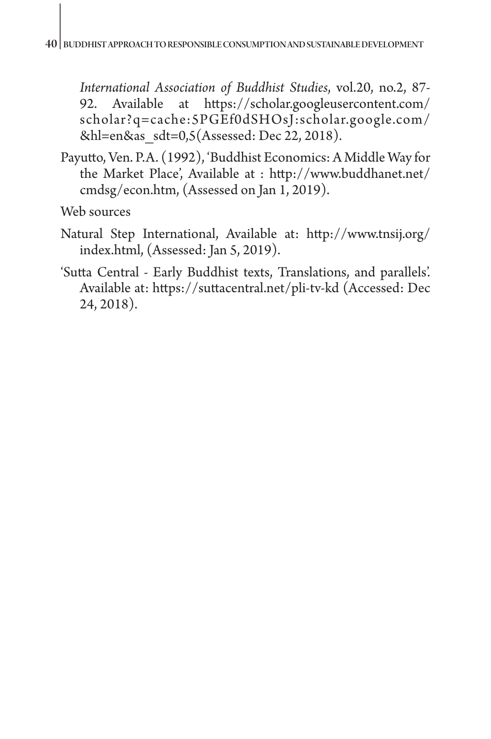*International Association of Buddhist Studies*, vol.20, no.2, 87-92. Available at https://scholar.googleusercontent.com/scholar?q=cache:5PGEf0dSHOsJ:scholar.google.com/&hl=en&as_sdt=0,5(Assessed: Dec 22, 2018).

Payutto, Ven. P.A. (1992), 'Buddhist Economics: A Middle Way for the Market Place', Available at : http://www.buddhanet.net/cmdsg/econ.htm, (Assessed on Jan 1, 2019).

Web sources

Natural Step International, Available at: http://www.tnsij.org/index.html, (Assessed: Jan 5, 2019).

'Sutta Central - Early Buddhist texts, Translations, and parallels'. Available at: https://suttacentral.net/pli-tv-kd (Accessed: Dec 24, 2018).